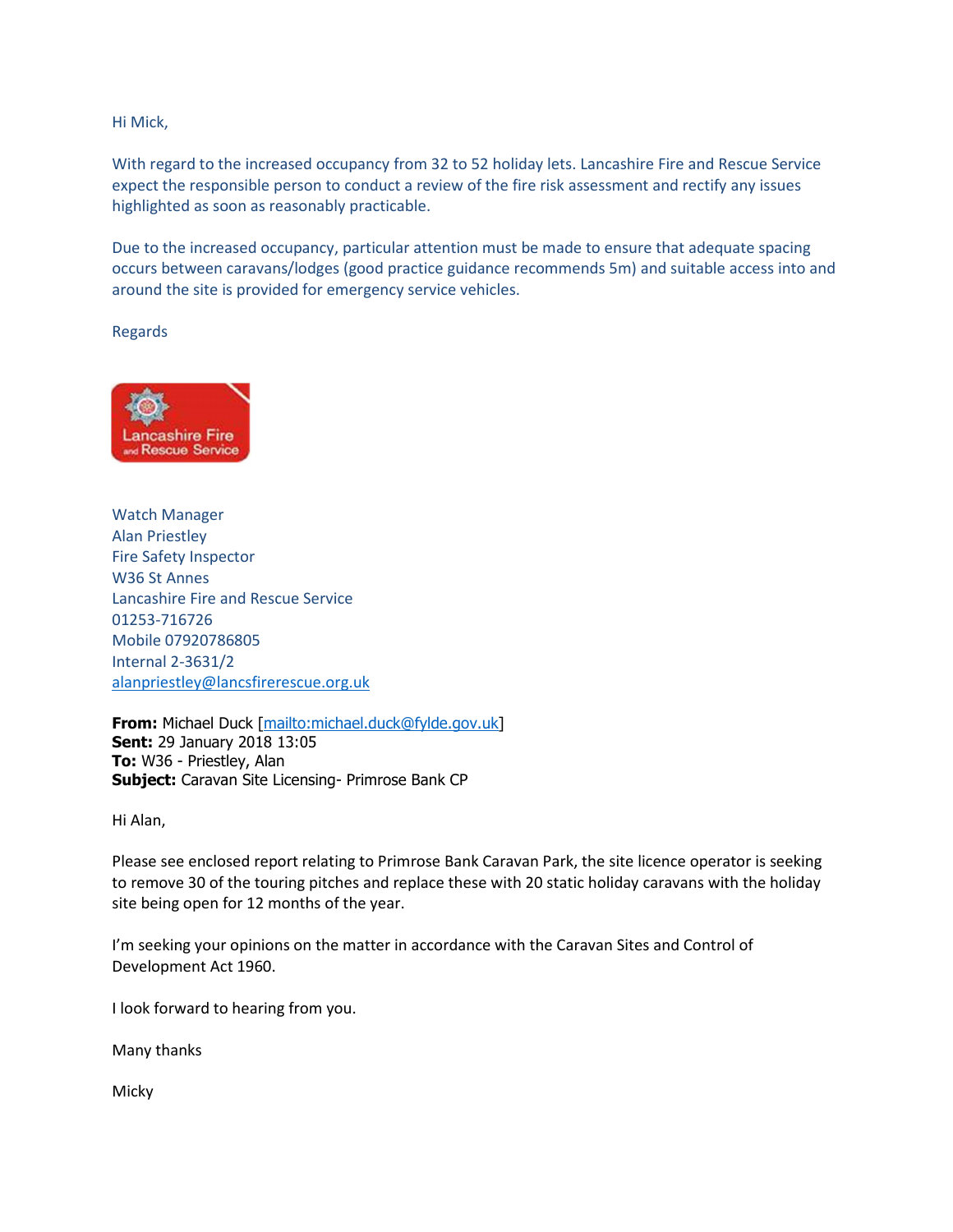Hi Mick,

With regard to the increased occupancy from 32 to 52 holiday lets. Lancashire Fire and Rescue Service expect the responsible person to conduct a review of the fire risk assessment and rectify any issues highlighted as soon as reasonably practicable.

Due to the increased occupancy, particular attention must be made to ensure that adequate spacing occurs between caravans/lodges (good practice guidance recommends 5m) and suitable access into and around the site is provided for emergency service vehicles.

Regards

Lancashire Fire and Rescue Service

Watch Manager
Alan Priestley
Fire Safety Inspector
W36 St Annes
Lancashire Fire and Rescue Service
01253-716726
Mobile 07920786805
Internal 2-3631/2
alanpriestley@lancsfirerescue.org.uk

**From:** Michael Duck [mailto:michael.duck@fylde.gov.uk]
**Sent:** 29 January 2018 13:05
**To:** W36 - Priestley, Alan
**Subject:** Caravan Site Licensing- Primrose Bank CP

Hi Alan,

Please see enclosed report relating to Primrose Bank Caravan Park, the site licence operator is seeking to remove 30 of the touring pitches and replace these with 20 static holiday caravans with the holiday site being open for 12 months of the year.

I'm seeking your opinions on the matter in accordance with the Caravan Sites and Control of Development Act 1960.

I look forward to hearing from you.

Many thanks

Micky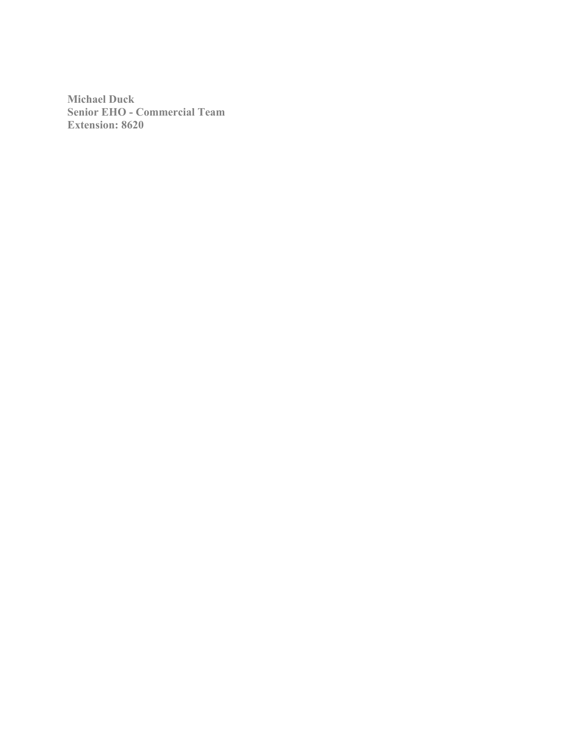**Michael Duck**
**Senior EHO - Commercial Team**
**Extension: 8620**